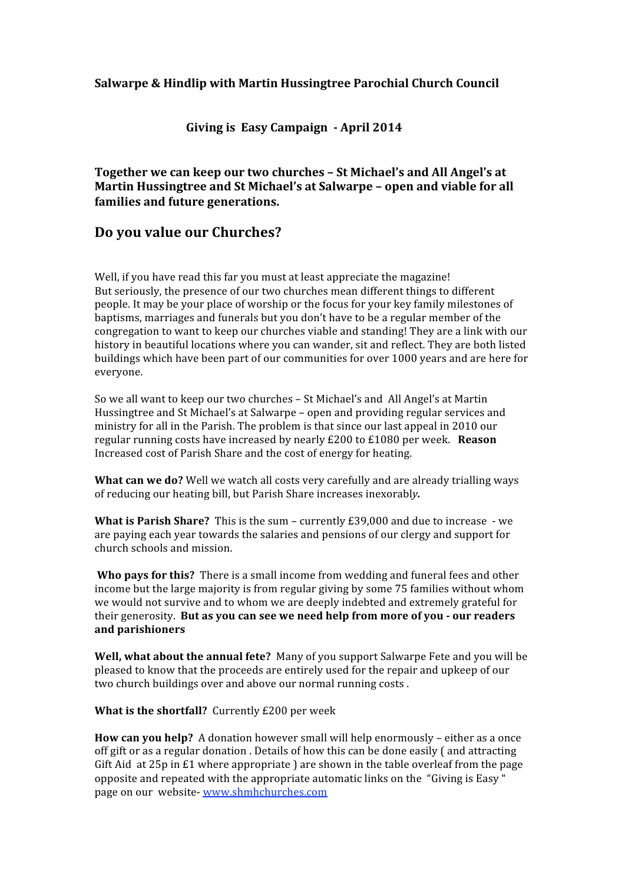**Salwarpe & Hindlip with Martin Hussingtree Parochial Church Council**

**Giving is Easy Campaign - April 2014**

**Together we can keep our two churches – St Michael's and All Angel's at Martin Hussingtree and St Michael's at Salwarpe – open and viable for all families and future generations.**

## Do you value our Churches?

Well, if you have read this far you must at least appreciate the magazine!
But seriously, the presence of our two churches mean different things to different people. It may be your place of worship or the focus for your key family milestones of baptisms, marriages and funerals but you don't have to be a regular member of the congregation to want to keep our churches viable and standing! They are a link with our history in beautiful locations where you can wander, sit and reflect. They are both listed buildings which have been part of our communities for over 1000 years and are here for everyone.

So we all want to keep our two churches – St Michael's and All Angel's at Martin Hussingtree and St Michael's at Salwarpe – open and providing regular services and ministry for all in the Parish. The problem is that since our last appeal in 2010 our regular running costs have increased by nearly £200 to £1080 per week. **Reason** Increased cost of Parish Share and the cost of energy for heating.

**What can we do?** Well we watch all costs very carefully and are already trialling ways of reducing our heating bill, but Parish Share increases inexorabl*y.*

**What is Parish Share?** This is the sum – currently £39,000 and due to increase - we are paying each year towards the salaries and pensions of our clergy and support for church schools and mission.

**Who pays for this?** There is a small income from wedding and funeral fees and other income but the large majority is from regular giving by some 75 families without whom we would not survive and to whom we are deeply indebted and extremely grateful for their generosity. **But as you can see we need help from more of you - our readers and parishioners**

**Well, what about the annual fete?** Many of you support Salwarpe Fete and you will be pleased to know that the proceeds are entirely used for the repair and upkeep of our two church buildings over and above our normal running costs .

**What is the shortfall?** Currently £200 per week

**How can you help?** A donation however small will help enormously – either as a once off gift or as a regular donation . Details of how this can be done easily ( and attracting Gift Aid at 25p in £1 where appropriate ) are shown in the table overleaf from the page opposite and repeated with the appropriate automatic links on the "Giving is Easy " page on our website- www.shmhchurches.com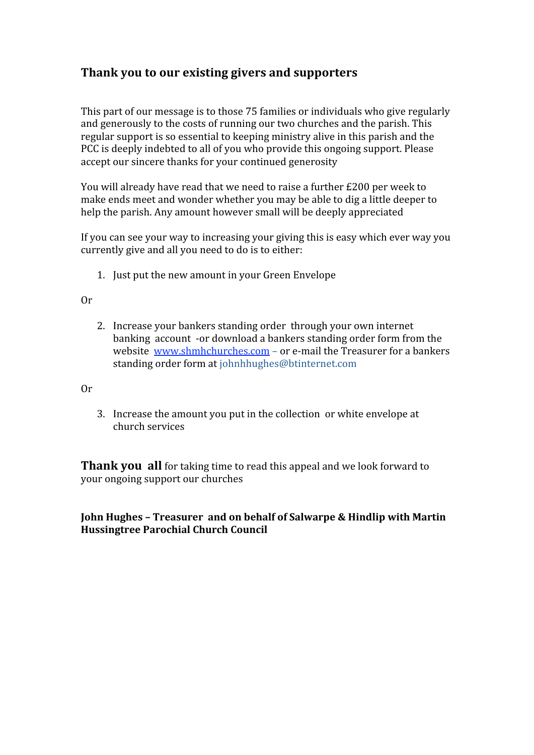## Thank you to our existing givers and supporters

This part of our message is to those 75 families or individuals who give regularly and generously to the costs of running our two churches and the parish. This regular support is so essential to keeping ministry alive in this parish and the PCC is deeply indebted to all of you who provide this ongoing support. Please accept our sincere thanks for your continued generosity

You will already have read that we need to raise a further £200 per week to make ends meet and wonder whether you may be able to dig a little deeper to help the parish. Any amount however small will be deeply appreciated

If you can see your way to increasing your giving this is easy which ever way you currently give and all you need to do is to either:

1. Just put the new amount in your Green Envelope

Or

2. Increase your bankers standing order through your own internet banking account -or download a bankers standing order form from the website [www.shmhchurches.com](http://www.shmhchurches.com) – or e-mail the Treasurer for a bankers standing order form at johnhhughes@btinternet.com

Or

3. Increase the amount you put in the collection or white envelope at church services

**Thank you all** for taking time to read this appeal and we look forward to your ongoing support our churches

**John Hughes – Treasurer and on behalf of Salwarpe & Hindlip with Martin Hussingtree Parochial Church Council**